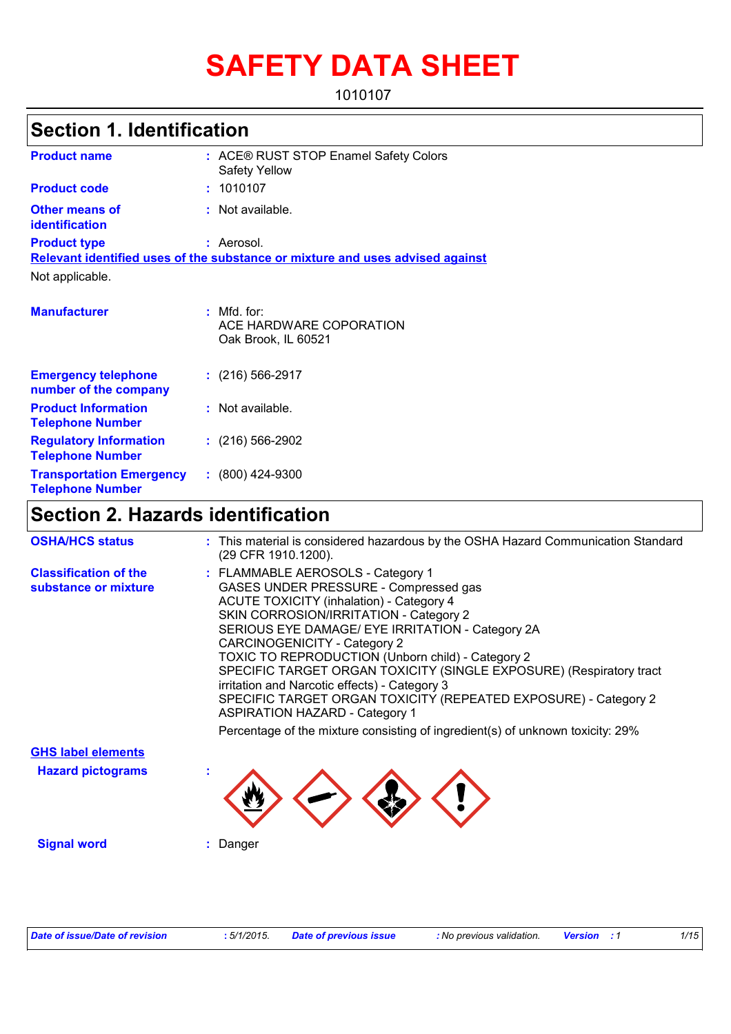# SAFETY DATA SHEET

1010107

## Section 1. Identification

**Product name** : ACE® RUST STOP Enamel Safety Colors Safety Yellow

**Product code** : 1010107

**Other means of identification** : Not available.

**Product type** : Aerosol.

**Relevant identified uses of the substance or mixture and uses advised against**

Not applicable.

**Manufacturer** : Mfd. for:
ACE HARDWARE COPORATION
Oak Brook, IL 60521

**Emergency telephone number of the company** : (216) 566-2917

**Product Information Telephone Number** : Not available.

**Regulatory Information Telephone Number** : (216) 566-2902

**Transportation Emergency Telephone Number** : (800) 424-9300

## Section 2. Hazards identification

**OSHA/HCS status** : This material is considered hazardous by the OSHA Hazard Communication Standard (29 CFR 1910.1200).

**Classification of the substance or mixture** : FLAMMABLE AEROSOLS - Category 1
GASES UNDER PRESSURE - Compressed gas
ACUTE TOXICITY (inhalation) - Category 4
SKIN CORROSION/IRRITATION - Category 2
SERIOUS EYE DAMAGE/ EYE IRRITATION - Category 2A
CARCINOGENICITY - Category 2
TOXIC TO REPRODUCTION (Unborn child) - Category 2
SPECIFIC TARGET ORGAN TOXICITY (SINGLE EXPOSURE) (Respiratory tract irritation and Narcotic effects) - Category 3
SPECIFIC TARGET ORGAN TOXICITY (REPEATED EXPOSURE) - Category 2
ASPIRATION HAZARD - Category 1

Percentage of the mixture consisting of ingredient(s) of unknown toxicity: 29%

**GHS label elements**

**Hazard pictograms** :

**Signal word** : Danger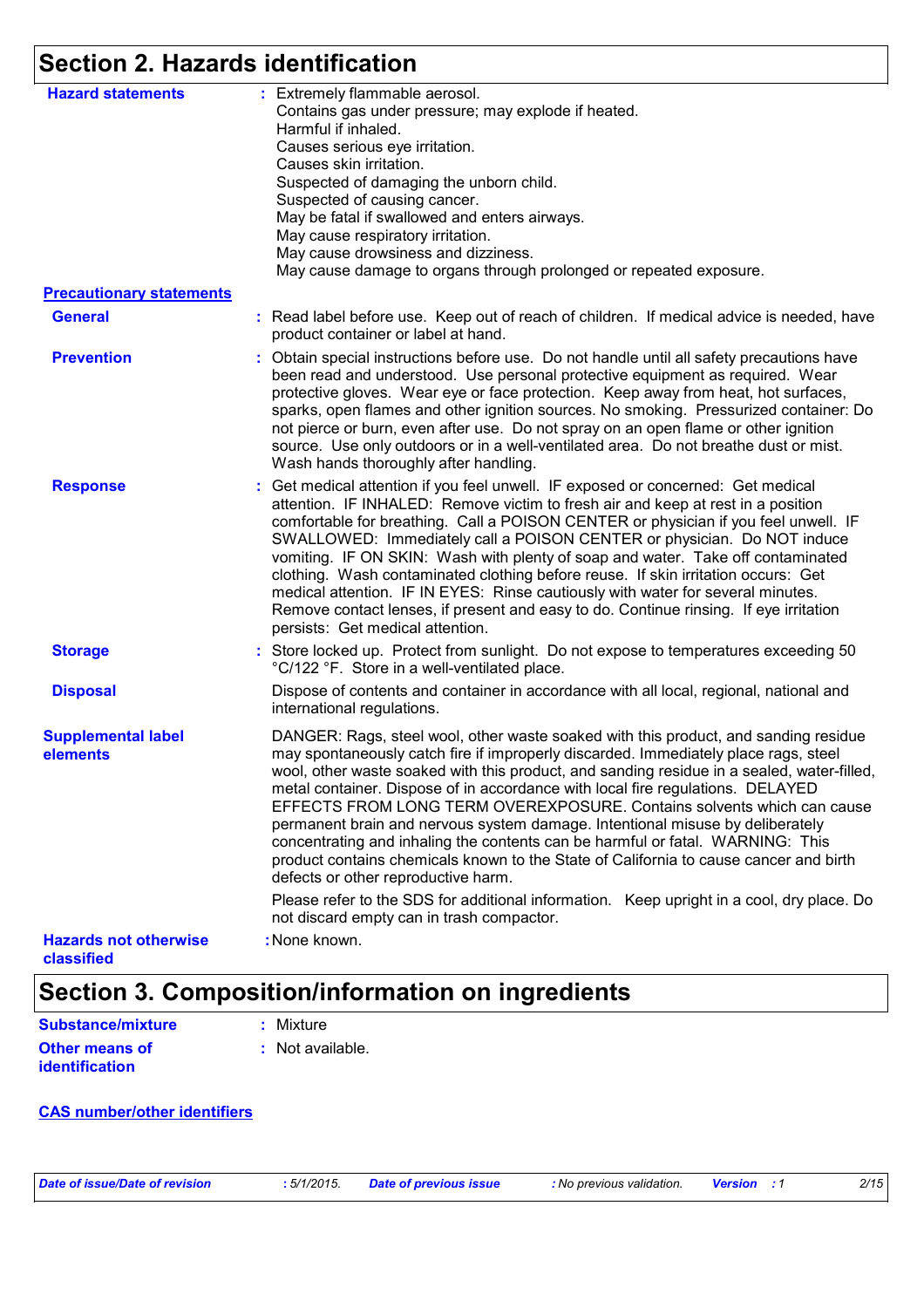# Section 2. Hazards identification

**Hazard statements** : Extremely flammable aerosol.
Contains gas under pressure; may explode if heated.
Harmful if inhaled.
Causes serious eye irritation.
Causes skin irritation.
Suspected of damaging the unborn child.
Suspected of causing cancer.
May be fatal if swallowed and enters airways.
May cause respiratory irritation.
May cause drowsiness and dizziness.
May cause damage to organs through prolonged or repeated exposure.

**Precautionary statements**

**General** : Read label before use. Keep out of reach of children. If medical advice is needed, have product container or label at hand.

**Prevention** : Obtain special instructions before use. Do not handle until all safety precautions have been read and understood. Use personal protective equipment as required. Wear protective gloves. Wear eye or face protection. Keep away from heat, hot surfaces, sparks, open flames and other ignition sources. No smoking. Pressurized container: Do not pierce or burn, even after use. Do not spray on an open flame or other ignition source. Use only outdoors or in a well-ventilated area. Do not breathe dust or mist. Wash hands thoroughly after handling.

**Response** : Get medical attention if you feel unwell. IF exposed or concerned: Get medical attention. IF INHALED: Remove victim to fresh air and keep at rest in a position comfortable for breathing. Call a POISON CENTER or physician if you feel unwell. IF SWALLOWED: Immediately call a POISON CENTER or physician. Do NOT induce vomiting. IF ON SKIN: Wash with plenty of soap and water. Take off contaminated clothing. Wash contaminated clothing before reuse. If skin irritation occurs: Get medical attention. IF IN EYES: Rinse cautiously with water for several minutes. Remove contact lenses, if present and easy to do. Continue rinsing. If eye irritation persists: Get medical attention.

**Storage** : Store locked up. Protect from sunlight. Do not expose to temperatures exceeding 50 °C/122 °F. Store in a well-ventilated place.

**Disposal** Dispose of contents and container in accordance with all local, regional, national and international regulations.

**Supplemental label elements** DANGER: Rags, steel wool, other waste soaked with this product, and sanding residue may spontaneously catch fire if improperly discarded. Immediately place rags, steel wool, other waste soaked with this product, and sanding residue in a sealed, water-filled, metal container. Dispose of in accordance with local fire regulations. DELAYED EFFECTS FROM LONG TERM OVEREXPOSURE. Contains solvents which can cause permanent brain and nervous system damage. Intentional misuse by deliberately concentrating and inhaling the contents can be harmful or fatal. WARNING: This product contains chemicals known to the State of California to cause cancer and birth defects or other reproductive harm.

Please refer to the SDS for additional information. Keep upright in a cool, dry place. Do not discard empty can in trash compactor.

**Hazards not otherwise classified** : None known.

# Section 3. Composition/information on ingredients

**Substance/mixture** : Mixture

**Other means of identification** : Not available.

**CAS number/other identifiers**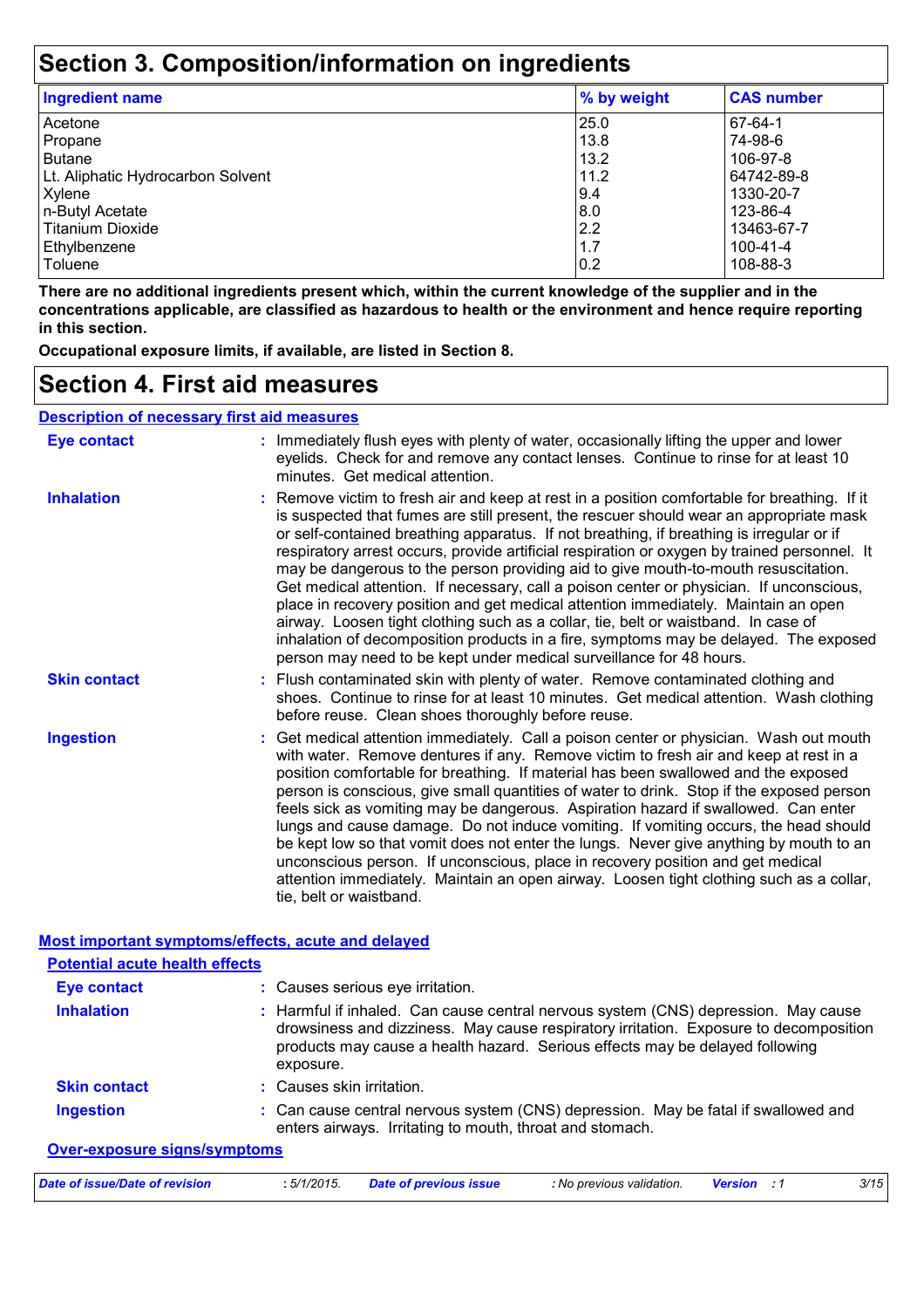## Section 3. Composition/information on ingredients

| Ingredient name | % by weight | CAS number |
|---|---|---|
| Acetone | 25.0 | 67-64-1 |
| Propane | 13.8 | 74-98-6 |
| Butane | 13.2 | 106-97-8 |
| Lt. Aliphatic Hydrocarbon Solvent | 11.2 | 64742-89-8 |
| Xylene | 9.4 | 1330-20-7 |
| n-Butyl Acetate | 8.0 | 123-86-4 |
| Titanium Dioxide | 2.2 | 13463-67-7 |
| Ethylbenzene | 1.7 | 100-41-4 |
| Toluene | 0.2 | 108-88-3 |

**There are no additional ingredients present which, within the current knowledge of the supplier and in the concentrations applicable, are classified as hazardous to health or the environment and hence require reporting in this section.**

**Occupational exposure limits, if available, are listed in Section 8.**

## Section 4. First aid measures

### Description of necessary first aid measures

**Eye contact** : Immediately flush eyes with plenty of water, occasionally lifting the upper and lower eyelids. Check for and remove any contact lenses. Continue to rinse for at least 10 minutes. Get medical attention.

**Inhalation** : Remove victim to fresh air and keep at rest in a position comfortable for breathing. If it is suspected that fumes are still present, the rescuer should wear an appropriate mask or self-contained breathing apparatus. If not breathing, if breathing is irregular or if respiratory arrest occurs, provide artificial respiration or oxygen by trained personnel. It may be dangerous to the person providing aid to give mouth-to-mouth resuscitation. Get medical attention. If necessary, call a poison center or physician. If unconscious, place in recovery position and get medical attention immediately. Maintain an open airway. Loosen tight clothing such as a collar, tie, belt or waistband. In case of inhalation of decomposition products in a fire, symptoms may be delayed. The exposed person may need to be kept under medical surveillance for 48 hours.

**Skin contact** : Flush contaminated skin with plenty of water. Remove contaminated clothing and shoes. Continue to rinse for at least 10 minutes. Get medical attention. Wash clothing before reuse. Clean shoes thoroughly before reuse.

**Ingestion** : Get medical attention immediately. Call a poison center or physician. Wash out mouth with water. Remove dentures if any. Remove victim to fresh air and keep at rest in a position comfortable for breathing. If material has been swallowed and the exposed person is conscious, give small quantities of water to drink. Stop if the exposed person feels sick as vomiting may be dangerous. Aspiration hazard if swallowed. Can enter lungs and cause damage. Do not induce vomiting. If vomiting occurs, the head should be kept low so that vomit does not enter the lungs. Never give anything by mouth to an unconscious person. If unconscious, place in recovery position and get medical attention immediately. Maintain an open airway. Loosen tight clothing such as a collar, tie, belt or waistband.

### Most important symptoms/effects, acute and delayed

#### Potential acute health effects

**Eye contact** : Causes serious eye irritation.

**Inhalation** : Harmful if inhaled. Can cause central nervous system (CNS) depression. May cause drowsiness and dizziness. May cause respiratory irritation. Exposure to decomposition products may cause a health hazard. Serious effects may be delayed following exposure.

**Skin contact** : Causes skin irritation.

**Ingestion** : Can cause central nervous system (CNS) depression. May be fatal if swallowed and enters airways. Irritating to mouth, throat and stomach.

#### Over-exposure signs/symptoms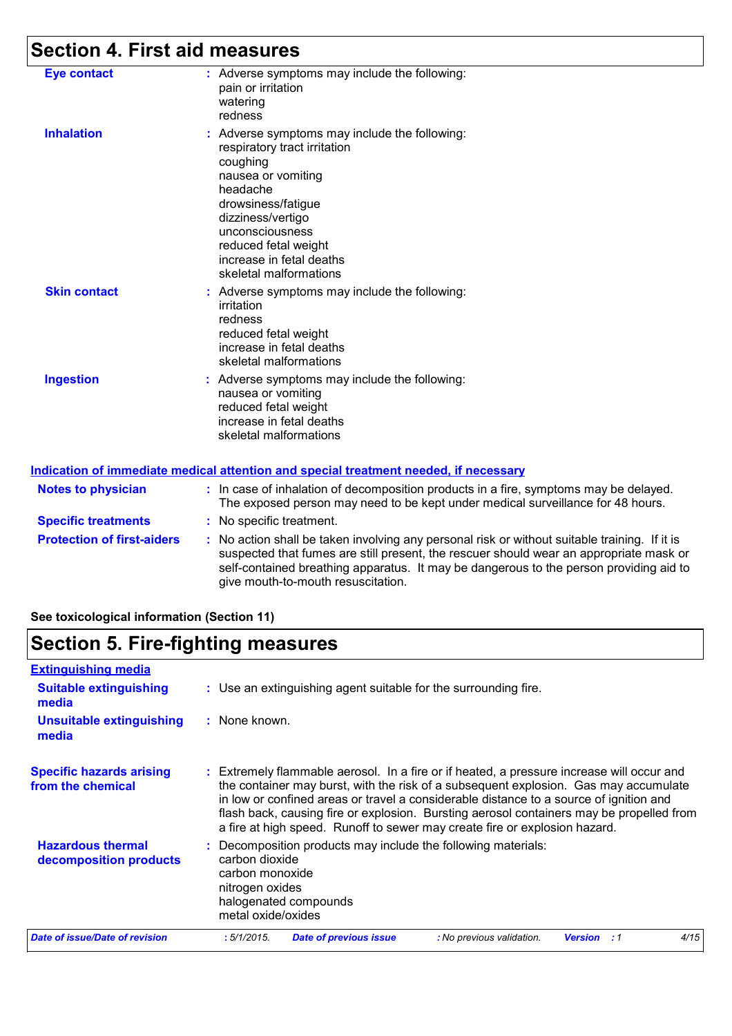# Section 4. First aid measures

**Eye contact** : Adverse symptoms may include the following:
pain or irritation
watering
redness

**Inhalation** : Adverse symptoms may include the following:
respiratory tract irritation
coughing
nausea or vomiting
headache
drowsiness/fatigue
dizziness/vertigo
unconsciousness
reduced fetal weight
increase in fetal deaths
skeletal malformations

**Skin contact** : Adverse symptoms may include the following:
irritation
redness
reduced fetal weight
increase in fetal deaths
skeletal malformations

**Ingestion** : Adverse symptoms may include the following:
nausea or vomiting
reduced fetal weight
increase in fetal deaths
skeletal malformations

## Indication of immediate medical attention and special treatment needed, if necessary

**Notes to physician** : In case of inhalation of decomposition products in a fire, symptoms may be delayed. The exposed person may need to be kept under medical surveillance for 48 hours.

**Specific treatments** : No specific treatment.

**Protection of first-aiders** : No action shall be taken involving any personal risk or without suitable training. If it is suspected that fumes are still present, the rescuer should wear an appropriate mask or self-contained breathing apparatus. It may be dangerous to the person providing aid to give mouth-to-mouth resuscitation.

**See toxicological information (Section 11)**

# Section 5. Fire-fighting measures

## Extinguishing media

**Suitable extinguishing media** : Use an extinguishing agent suitable for the surrounding fire.

**Unsuitable extinguishing media** : None known.

**Specific hazards arising from the chemical** : Extremely flammable aerosol. In a fire or if heated, a pressure increase will occur and the container may burst, with the risk of a subsequent explosion. Gas may accumulate in low or confined areas or travel a considerable distance to a source of ignition and flash back, causing fire or explosion. Bursting aerosol containers may be propelled from a fire at high speed. Runoff to sewer may create fire or explosion hazard.

**Hazardous thermal decomposition products** : Decomposition products may include the following materials:
carbon dioxide
carbon monoxide
nitrogen oxides
halogenated compounds
metal oxide/oxides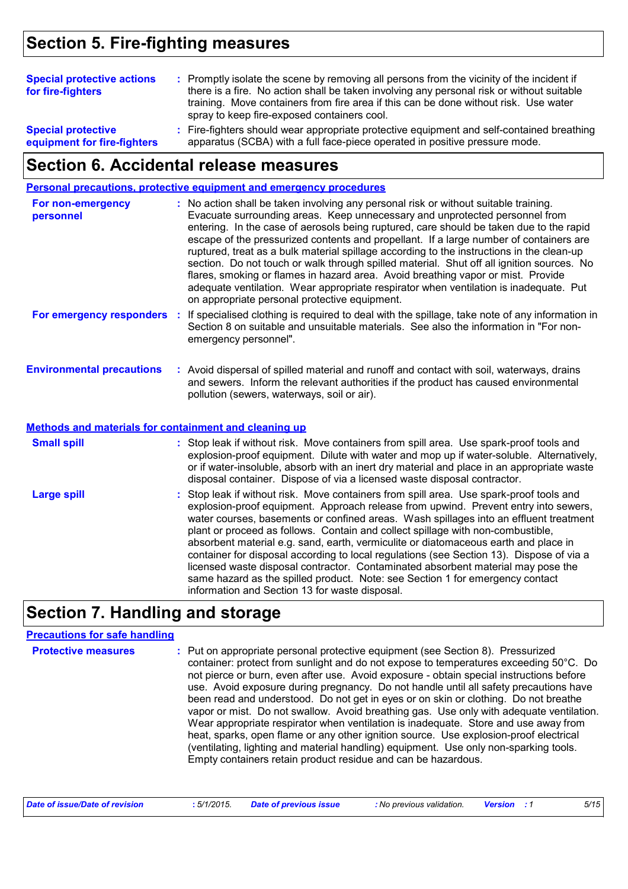## Section 5. Fire-fighting measures

**Special protective actions for fire-fighters** : Promptly isolate the scene by removing all persons from the vicinity of the incident if there is a fire. No action shall be taken involving any personal risk or without suitable training. Move containers from fire area if this can be done without risk. Use water spray to keep fire-exposed containers cool.

**Special protective equipment for fire-fighters** : Fire-fighters should wear appropriate protective equipment and self-contained breathing apparatus (SCBA) with a full face-piece operated in positive pressure mode.

## Section 6. Accidental release measures

### Personal precautions, protective equipment and emergency procedures

**For non-emergency personnel** : No action shall be taken involving any personal risk or without suitable training. Evacuate surrounding areas. Keep unnecessary and unprotected personnel from entering. In the case of aerosols being ruptured, care should be taken due to the rapid escape of the pressurized contents and propellant. If a large number of containers are ruptured, treat as a bulk material spillage according to the instructions in the clean-up section. Do not touch or walk through spilled material. Shut off all ignition sources. No flares, smoking or flames in hazard area. Avoid breathing vapor or mist. Provide adequate ventilation. Wear appropriate respirator when ventilation is inadequate. Put on appropriate personal protective equipment.

**For emergency responders** : If specialised clothing is required to deal with the spillage, take note of any information in Section 8 on suitable and unsuitable materials. See also the information in "For non-emergency personnel".

**Environmental precautions** : Avoid dispersal of spilled material and runoff and contact with soil, waterways, drains and sewers. Inform the relevant authorities if the product has caused environmental pollution (sewers, waterways, soil or air).

### Methods and materials for containment and cleaning up

**Small spill** : Stop leak if without risk. Move containers from spill area. Use spark-proof tools and explosion-proof equipment. Dilute with water and mop up if water-soluble. Alternatively, or if water-insoluble, absorb with an inert dry material and place in an appropriate waste disposal container. Dispose of via a licensed waste disposal contractor.

**Large spill** : Stop leak if without risk. Move containers from spill area. Use spark-proof tools and explosion-proof equipment. Approach release from upwind. Prevent entry into sewers, water courses, basements or confined areas. Wash spillages into an effluent treatment plant or proceed as follows. Contain and collect spillage with non-combustible, absorbent material e.g. sand, earth, vermiculite or diatomaceous earth and place in container for disposal according to local regulations (see Section 13). Dispose of via a licensed waste disposal contractor. Contaminated absorbent material may pose the same hazard as the spilled product. Note: see Section 1 for emergency contact information and Section 13 for waste disposal.

## Section 7. Handling and storage

### Precautions for safe handling

**Protective measures** : Put on appropriate personal protective equipment (see Section 8). Pressurized container: protect from sunlight and do not expose to temperatures exceeding 50°C. Do not pierce or burn, even after use. Avoid exposure - obtain special instructions before use. Avoid exposure during pregnancy. Do not handle until all safety precautions have been read and understood. Do not get in eyes or on skin or clothing. Do not breathe vapor or mist. Do not swallow. Avoid breathing gas. Use only with adequate ventilation. Wear appropriate respirator when ventilation is inadequate. Store and use away from heat, sparks, open flame or any other ignition source. Use explosion-proof electrical (ventilating, lighting and material handling) equipment. Use only non-sparking tools. Empty containers retain product residue and can be hazardous.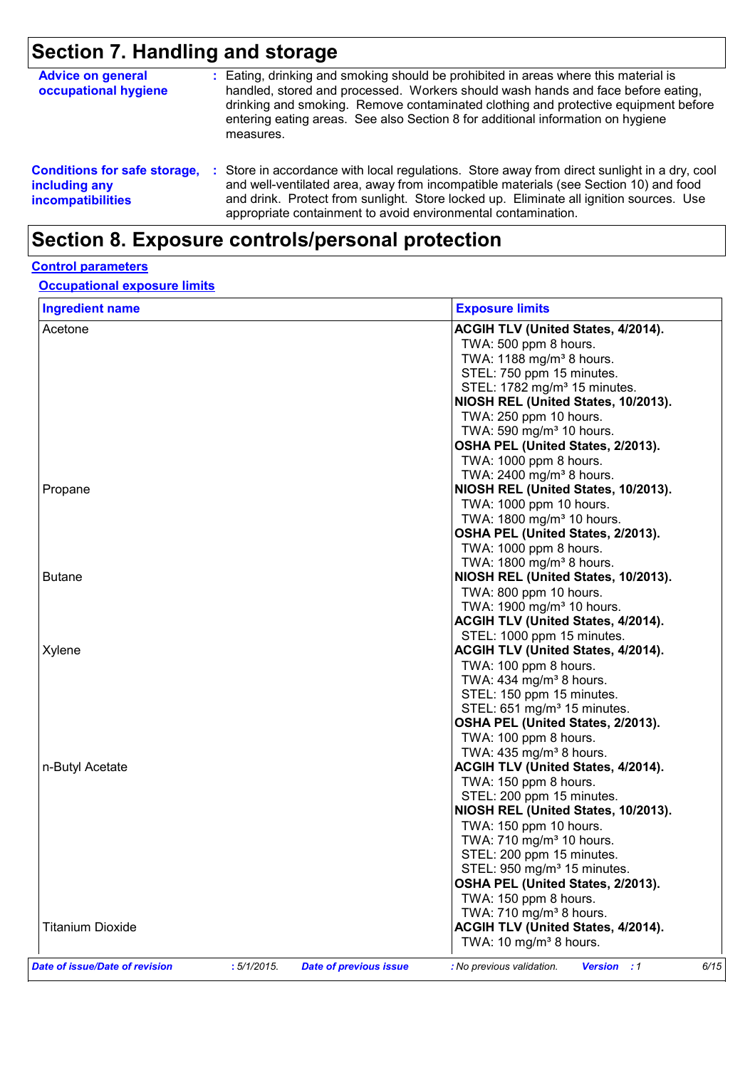# Section 7. Handling and storage

**Advice on general occupational hygiene** : Eating, drinking and smoking should be prohibited in areas where this material is handled, stored and processed. Workers should wash hands and face before eating, drinking and smoking. Remove contaminated clothing and protective equipment before entering eating areas. See also Section 8 for additional information on hygiene measures.

**Conditions for safe storage, including any incompatibilities** : Store in accordance with local regulations. Store away from direct sunlight in a dry, cool and well-ventilated area, away from incompatible materials (see Section 10) and food and drink. Protect from sunlight. Store locked up. Eliminate all ignition sources. Use appropriate containment to avoid environmental contamination.

# Section 8. Exposure controls/personal protection

## Control parameters

### Occupational exposure limits

| Ingredient name | Exposure limits |
|---|---|
| Acetone | **ACGIH TLV (United States, 4/2014).**<br>TWA: 500 ppm 8 hours.<br>TWA: 1188 mg/m³ 8 hours.<br>STEL: 750 ppm 15 minutes.<br>STEL: 1782 mg/m³ 15 minutes.<br>**NIOSH REL (United States, 10/2013).**<br>TWA: 250 ppm 10 hours.<br>TWA: 590 mg/m³ 10 hours.<br>**OSHA PEL (United States, 2/2013).**<br>TWA: 1000 ppm 8 hours.<br>TWA: 2400 mg/m³ 8 hours. |
| Propane | **NIOSH REL (United States, 10/2013).**<br>TWA: 1000 ppm 10 hours.<br>TWA: 1800 mg/m³ 10 hours.<br>**OSHA PEL (United States, 2/2013).**<br>TWA: 1000 ppm 8 hours.<br>TWA: 1800 mg/m³ 8 hours. |
| Butane | **NIOSH REL (United States, 10/2013).**<br>TWA: 800 ppm 10 hours.<br>TWA: 1900 mg/m³ 10 hours.<br>**ACGIH TLV (United States, 4/2014).**<br>STEL: 1000 ppm 15 minutes. |
| Xylene | **ACGIH TLV (United States, 4/2014).**<br>TWA: 100 ppm 8 hours.<br>TWA: 434 mg/m³ 8 hours.<br>STEL: 150 ppm 15 minutes.<br>STEL: 651 mg/m³ 15 minutes.<br>**OSHA PEL (United States, 2/2013).**<br>TWA: 100 ppm 8 hours.<br>TWA: 435 mg/m³ 8 hours. |
| n-Butyl Acetate | **ACGIH TLV (United States, 4/2014).**<br>TWA: 150 ppm 8 hours.<br>STEL: 200 ppm 15 minutes.<br>**NIOSH REL (United States, 10/2013).**<br>TWA: 150 ppm 10 hours.<br>TWA: 710 mg/m³ 10 hours.<br>STEL: 200 ppm 15 minutes.<br>STEL: 950 mg/m³ 15 minutes.<br>**OSHA PEL (United States, 2/2013).**<br>TWA: 150 ppm 8 hours.<br>TWA: 710 mg/m³ 8 hours. |
| Titanium Dioxide | **ACGIH TLV (United States, 4/2014).**<br>TWA: 10 mg/m³ 8 hours. |

*Date of issue/Date of revision* : 5/1/2015. *Date of previous issue* : No previous validation. *Version* : 1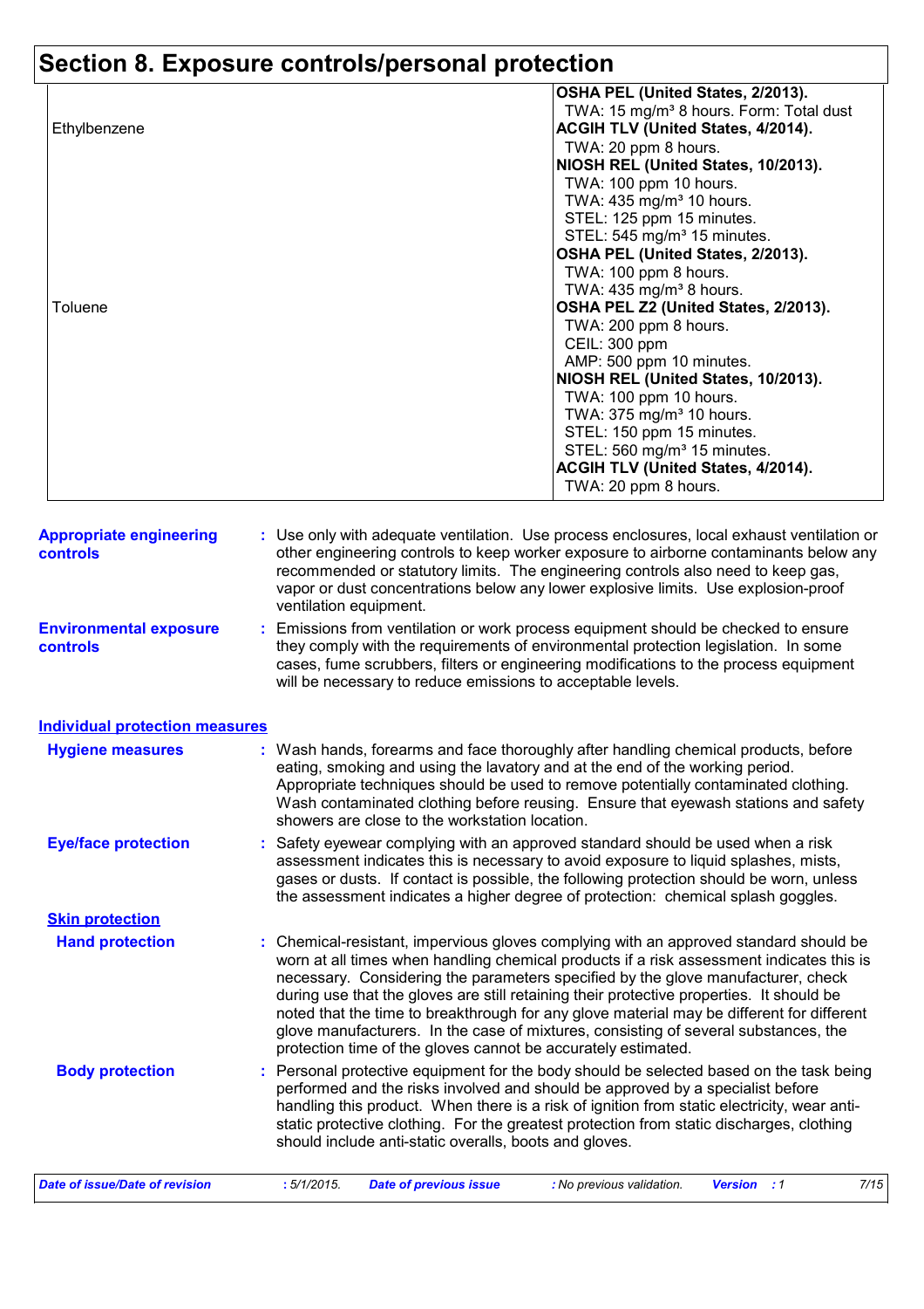## Section 8. Exposure controls/personal protection

| | |
|---|---|
| | **OSHA PEL (United States, 2/2013).**<br>TWA: 15 mg/m³ 8 hours. Form: Total dust |
| Ethylbenzene | **ACGIH TLV (United States, 4/2014).**<br>TWA: 20 ppm 8 hours.<br>**NIOSH REL (United States, 10/2013).**<br>TWA: 100 ppm 10 hours.<br>TWA: 435 mg/m³ 10 hours.<br>STEL: 125 ppm 15 minutes.<br>STEL: 545 mg/m³ 15 minutes.<br>**OSHA PEL (United States, 2/2013).**<br>TWA: 100 ppm 8 hours.<br>TWA: 435 mg/m³ 8 hours. |
| Toluene | **OSHA PEL Z2 (United States, 2/2013).**<br>TWA: 200 ppm 8 hours.<br>CEIL: 300 ppm<br>AMP: 500 ppm 10 minutes.<br>**NIOSH REL (United States, 10/2013).**<br>TWA: 100 ppm 10 hours.<br>TWA: 375 mg/m³ 10 hours.<br>STEL: 150 ppm 15 minutes.<br>STEL: 560 mg/m³ 15 minutes.<br>**ACGIH TLV (United States, 4/2014).**<br>TWA: 20 ppm 8 hours. |

**Appropriate engineering controls** : Use only with adequate ventilation. Use process enclosures, local exhaust ventilation or other engineering controls to keep worker exposure to airborne contaminants below any recommended or statutory limits. The engineering controls also need to keep gas, vapor or dust concentrations below any lower explosive limits. Use explosion-proof ventilation equipment.

**Environmental exposure controls** : Emissions from ventilation or work process equipment should be checked to ensure they comply with the requirements of environmental protection legislation. In some cases, fume scrubbers, filters or engineering modifications to the process equipment will be necessary to reduce emissions to acceptable levels.

### Individual protection measures

**Hygiene measures** : Wash hands, forearms and face thoroughly after handling chemical products, before eating, smoking and using the lavatory and at the end of the working period. Appropriate techniques should be used to remove potentially contaminated clothing. Wash contaminated clothing before reusing. Ensure that eyewash stations and safety showers are close to the workstation location.

**Eye/face protection** : Safety eyewear complying with an approved standard should be used when a risk assessment indicates this is necessary to avoid exposure to liquid splashes, mists, gases or dusts. If contact is possible, the following protection should be worn, unless the assessment indicates a higher degree of protection: chemical splash goggles.

#### Skin protection

**Hand protection** : Chemical-resistant, impervious gloves complying with an approved standard should be worn at all times when handling chemical products if a risk assessment indicates this is necessary. Considering the parameters specified by the glove manufacturer, check during use that the gloves are still retaining their protective properties. It should be noted that the time to breakthrough for any glove material may be different for different glove manufacturers. In the case of mixtures, consisting of several substances, the protection time of the gloves cannot be accurately estimated.

**Body protection** : Personal protective equipment for the body should be selected based on the task being performed and the risks involved and should be approved by a specialist before handling this product. When there is a risk of ignition from static electricity, wear anti-static protective clothing. For the greatest protection from static discharges, clothing should include anti-static overalls, boots and gloves.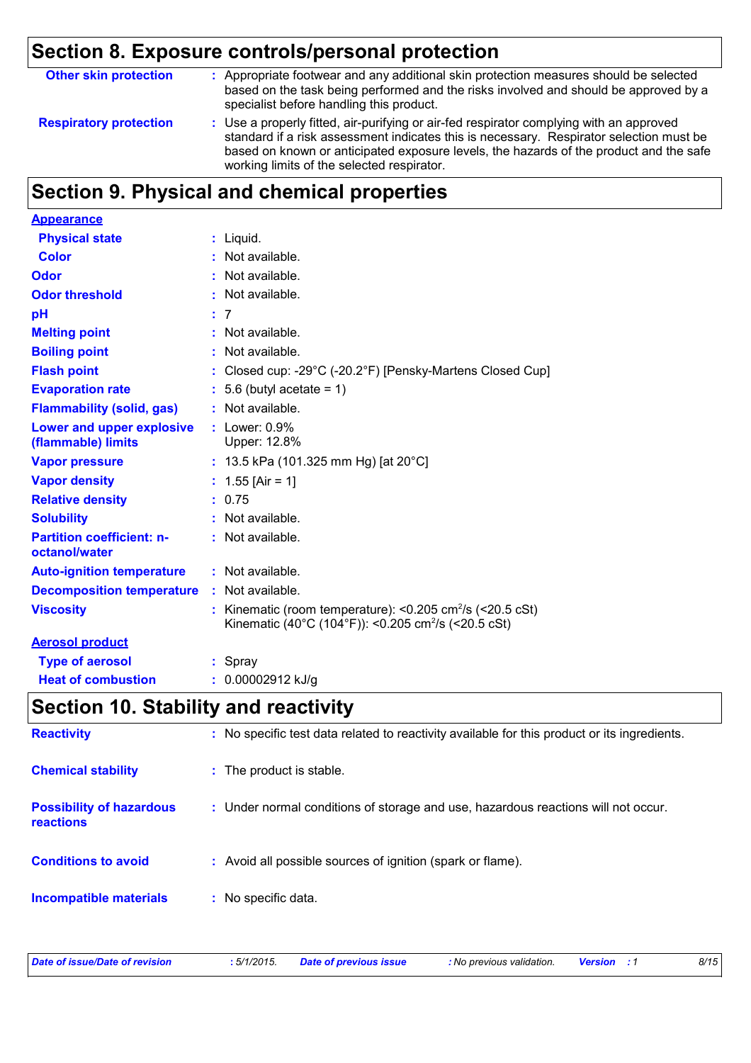## Section 8. Exposure controls/personal protection

| | |
|---|---|
| **Other skin protection** | : Appropriate footwear and any additional skin protection measures should be selected based on the task being performed and the risks involved and should be approved by a specialist before handling this product. |
| **Respiratory protection** | : Use a properly fitted, air-purifying or air-fed respirator complying with an approved standard if a risk assessment indicates this is necessary. Respirator selection must be based on known or anticipated exposure levels, the hazards of the product and the safe working limits of the selected respirator. |

## Section 9. Physical and chemical properties

**Appearance**

| | |
|---|---|
| **Physical state** | : Liquid. |
| **Color** | : Not available. |
| **Odor** | : Not available. |
| **Odor threshold** | : Not available. |
| **pH** | : 7 |
| **Melting point** | : Not available. |
| **Boiling point** | : Not available. |
| **Flash point** | : Closed cup: -29°C (-20.2°F) [Pensky-Martens Closed Cup] |
| **Evaporation rate** | : 5.6 (butyl acetate = 1) |
| **Flammability (solid, gas)** | : Not available. |
| **Lower and upper explosive (flammable) limits** | : Lower: 0.9%<br>Upper: 12.8% |
| **Vapor pressure** | : 13.5 kPa (101.325 mm Hg) [at 20°C] |
| **Vapor density** | : 1.55 [Air = 1] |
| **Relative density** | : 0.75 |
| **Solubility** | : Not available. |
| **Partition coefficient: n-octanol/water** | : Not available. |
| **Auto-ignition temperature** | : Not available. |
| **Decomposition temperature** | : Not available. |
| **Viscosity** | : Kinematic (room temperature): <0.205 $cm^2$/s (<20.5 cSt)<br>Kinematic (40°C (104°F)): <0.205 $cm^2$/s (<20.5 cSt) |

**Aerosol product**

| | |
|---|---|
| **Type of aerosol** | : Spray |
| **Heat of combustion** | : 0.00002912 kJ/g |

## Section 10. Stability and reactivity

| | |
|---|---|
| **Reactivity** | : No specific test data related to reactivity available for this product or its ingredients. |
| **Chemical stability** | : The product is stable. |
| **Possibility of hazardous reactions** | : Under normal conditions of storage and use, hazardous reactions will not occur. |
| **Conditions to avoid** | : Avoid all possible sources of ignition (spark or flame). |
| **Incompatible materials** | : No specific data. |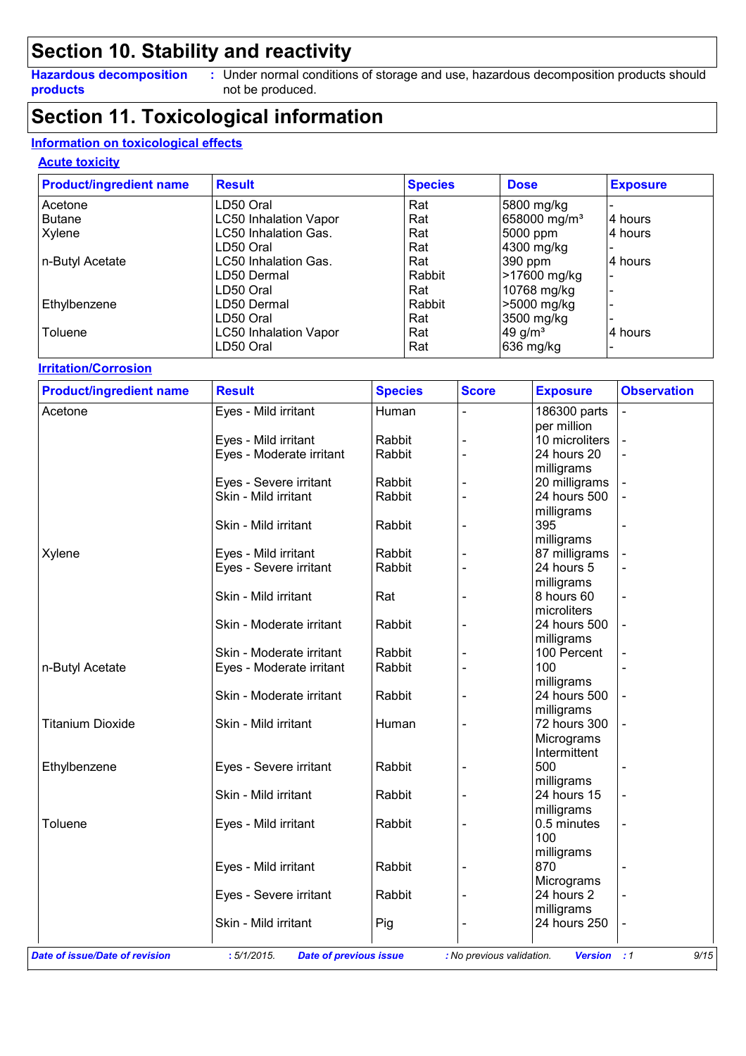# Section 10. Stability and reactivity

**Hazardous decomposition products** : Under normal conditions of storage and use, hazardous decomposition products should not be produced.

# Section 11. Toxicological information

## Information on toxicological effects

### Acute toxicity

| Product/ingredient name | Result | Species | Dose | Exposure |
|---|---|---|---|---|
| Acetone | LD50 Oral | Rat | 5800 mg/kg | - |
| Butane | LC50 Inhalation Vapor | Rat | 658000 mg/m³ | 4 hours |
| Xylene | LC50 Inhalation Gas. | Rat | 5000 ppm | 4 hours |
| | LD50 Oral | Rat | 4300 mg/kg | - |
| n-Butyl Acetate | LC50 Inhalation Gas. | Rat | 390 ppm | 4 hours |
| | LD50 Dermal | Rabbit | >17600 mg/kg | - |
| | LD50 Oral | Rat | 10768 mg/kg | - |
| Ethylbenzene | LD50 Dermal | Rabbit | >5000 mg/kg | - |
| | LD50 Oral | Rat | 3500 mg/kg | - |
| Toluene | LC50 Inhalation Vapor | Rat | 49 g/m³ | 4 hours |
| | LD50 Oral | Rat | 636 mg/kg | - |

### Irritation/Corrosion

| Product/ingredient name | Result | Species | Score | Exposure | Observation |
|---|---|---|---|---|---|
| Acetone | Eyes - Mild irritant | Human | - | 186300 parts per million | - |
| | Eyes - Mild irritant | Rabbit | - | 10 microliters | - |
| | Eyes - Moderate irritant | Rabbit | - | 24 hours 20 milligrams | - |
| | Eyes - Severe irritant | Rabbit | - | 20 milligrams | - |
| | Skin - Mild irritant | Rabbit | - | 24 hours 500 milligrams | - |
| | Skin - Mild irritant | Rabbit | - | 395 milligrams | - |
| Xylene | Eyes - Mild irritant | Rabbit | - | 87 milligrams | - |
| | Eyes - Severe irritant | Rabbit | - | 24 hours 5 milligrams | - |
| | Skin - Mild irritant | Rat | - | 8 hours 60 microliters | - |
| | Skin - Moderate irritant | Rabbit | - | 24 hours 500 milligrams | - |
| | Skin - Moderate irritant | Rabbit | - | 100 Percent | - |
| n-Butyl Acetate | Eyes - Moderate irritant | Rabbit | - | 100 milligrams | - |
| | Skin - Moderate irritant | Rabbit | - | 24 hours 500 milligrams | - |
| Titanium Dioxide | Skin - Mild irritant | Human | - | 72 hours 300 Micrograms Intermittent | - |
| Ethylbenzene | Eyes - Severe irritant | Rabbit | - | 500 milligrams | - |
| | Skin - Mild irritant | Rabbit | - | 24 hours 15 milligrams | - |
| Toluene | Eyes - Mild irritant | Rabbit | - | 0.5 minutes 100 milligrams | - |
| | Eyes - Mild irritant | Rabbit | - | 870 Micrograms | - |
| | Eyes - Severe irritant | Rabbit | - | 24 hours 2 milligrams | - |
| | Skin - Mild irritant | Pig | - | 24 hours 250 | - |

*Date of issue/Date of revision* : 5/1/2015. *Date of previous issue* : No previous validation. *Version* : 1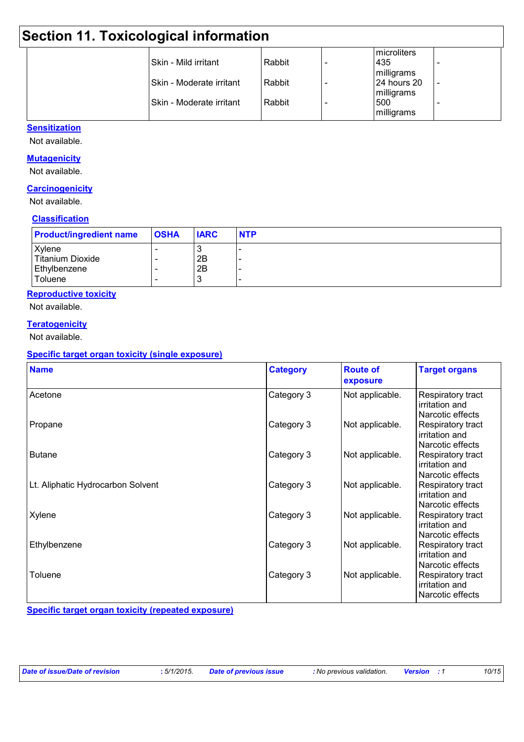# Section 11. Toxicological information

| | | | | | |
|---|---|---|---|---|---|
| | Skin - Mild irritant | Rabbit | - | microliters 435 milligrams | - |
| | Skin - Moderate irritant | Rabbit | - | 24 hours 20 milligrams | - |
| | Skin - Moderate irritant | Rabbit | - | 500 milligrams | - |

### Sensitization

Not available.

### Mutagenicity

Not available.

### Carcinogenicity

Not available.

### Classification

| Product/ingredient name | OSHA | IARC | NTP |
|---|---|---|---|
| Xylene | - | 3 | - |
| Titanium Dioxide | - | 2B | - |
| Ethylbenzene | - | 2B | - |
| Toluene | - | 3 | - |

### Reproductive toxicity

Not available.

### Teratogenicity

Not available.

### Specific target organ toxicity (single exposure)

| Name | Category | Route of exposure | Target organs |
|---|---|---|---|
| Acetone | Category 3 | Not applicable. | Respiratory tract irritation and Narcotic effects |
| Propane | Category 3 | Not applicable. | Respiratory tract irritation and Narcotic effects |
| Butane | Category 3 | Not applicable. | Respiratory tract irritation and Narcotic effects |
| Lt. Aliphatic Hydrocarbon Solvent | Category 3 | Not applicable. | Respiratory tract irritation and Narcotic effects |
| Xylene | Category 3 | Not applicable. | Respiratory tract irritation and Narcotic effects |
| Ethylbenzene | Category 3 | Not applicable. | Respiratory tract irritation and Narcotic effects |
| Toluene | Category 3 | Not applicable. | Respiratory tract irritation and Narcotic effects |

### Specific target organ toxicity (repeated exposure)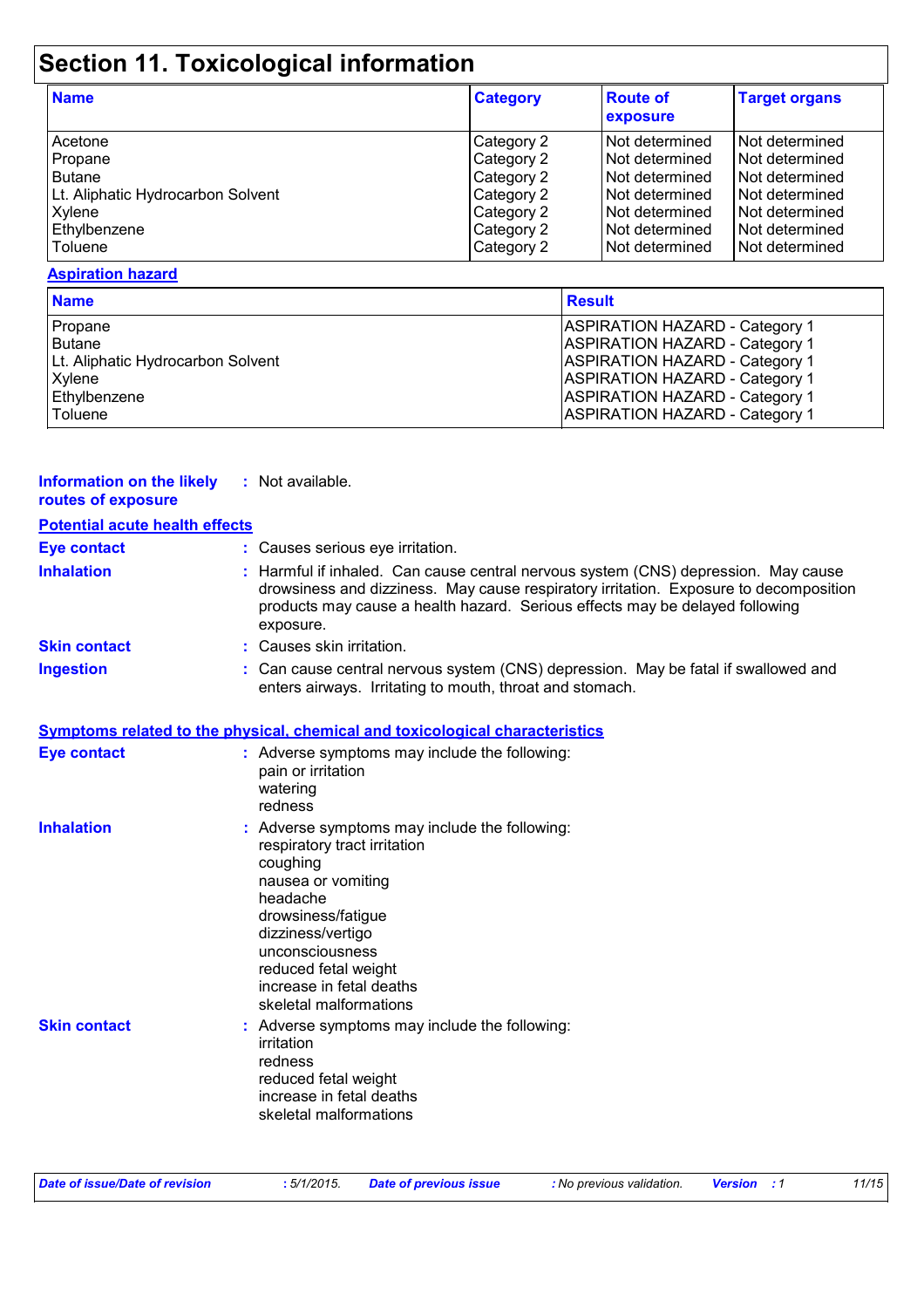# Section 11. Toxicological information

| Name | Category | Route of exposure | Target organs |
| --- | --- | --- | --- |
| Acetone | Category 2 | Not determined | Not determined |
| Propane | Category 2 | Not determined | Not determined |
| Butane | Category 2 | Not determined | Not determined |
| Lt. Aliphatic Hydrocarbon Solvent | Category 2 | Not determined | Not determined |
| Xylene | Category 2 | Not determined | Not determined |
| Ethylbenzene | Category 2 | Not determined | Not determined |
| Toluene | Category 2 | Not determined | Not determined |

**Aspiration hazard**

| Name | Result |
| --- | --- |
| Propane | ASPIRATION HAZARD - Category 1 |
| Butane | ASPIRATION HAZARD - Category 1 |
| Lt. Aliphatic Hydrocarbon Solvent | ASPIRATION HAZARD - Category 1 |
| Xylene | ASPIRATION HAZARD - Category 1 |
| Ethylbenzene | ASPIRATION HAZARD - Category 1 |
| Toluene | ASPIRATION HAZARD - Category 1 |

**Information on the likely routes of exposure** : Not available.

**Potential acute health effects**

**Eye contact** : Causes serious eye irritation.

**Inhalation** : Harmful if inhaled. Can cause central nervous system (CNS) depression. May cause drowsiness and dizziness. May cause respiratory irritation. Exposure to decomposition products may cause a health hazard. Serious effects may be delayed following exposure.

**Skin contact** : Causes skin irritation.

**Ingestion** : Can cause central nervous system (CNS) depression. May be fatal if swallowed and enters airways. Irritating to mouth, throat and stomach.

**Symptoms related to the physical, chemical and toxicological characteristics**

**Eye contact** : Adverse symptoms may include the following:
pain or irritation
watering
redness

**Inhalation** : Adverse symptoms may include the following:
respiratory tract irritation
coughing
nausea or vomiting
headache
drowsiness/fatigue
dizziness/vertigo
unconsciousness
reduced fetal weight
increase in fetal deaths
skeletal malformations

**Skin contact** : Adverse symptoms may include the following:
irritation
redness
reduced fetal weight
increase in fetal deaths
skeletal malformations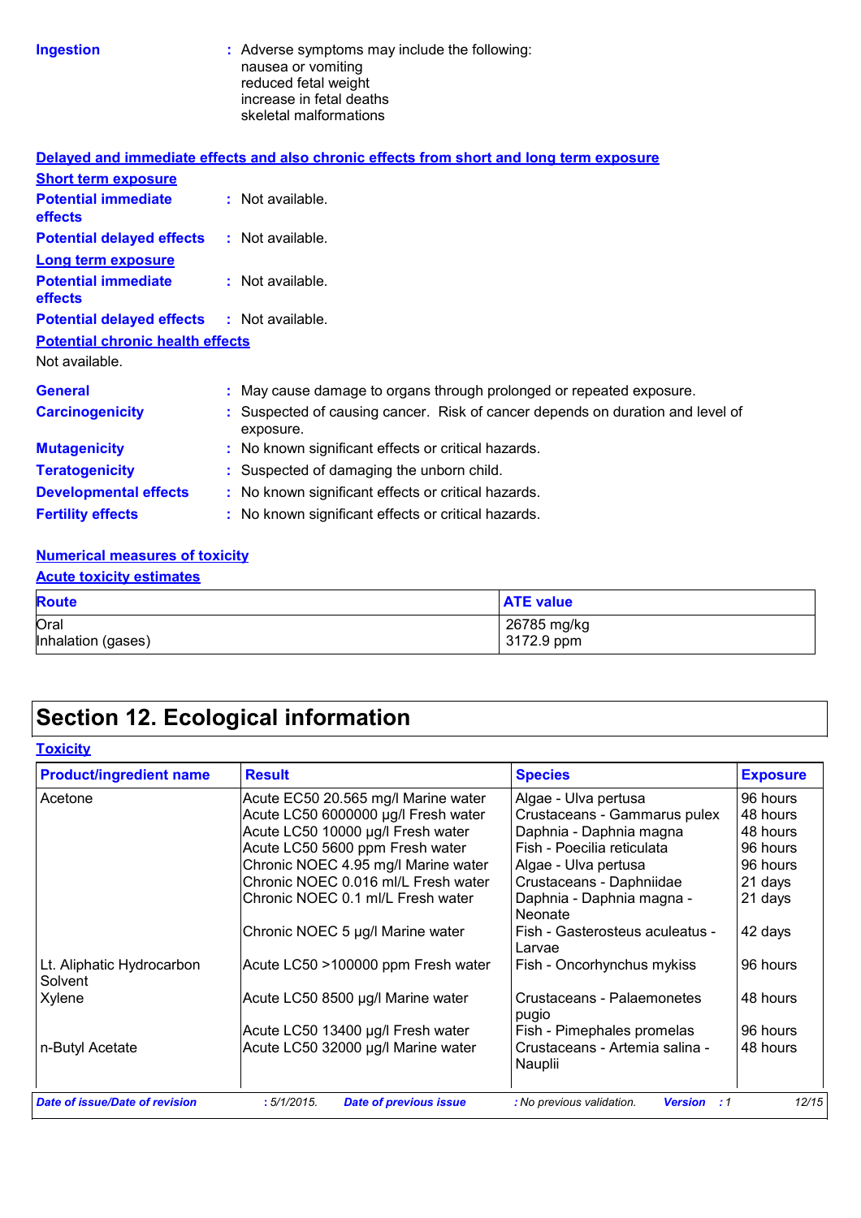**Ingestion** : Adverse symptoms may include the following:
nausea or vomiting
reduced fetal weight
increase in fetal deaths
skeletal malformations

**Delayed and immediate effects and also chronic effects from short and long term exposure**

**Short term exposure**

**Potential immediate effects** : Not available.

**Potential delayed effects** : Not available.

**Long term exposure**

**Potential immediate effects** : Not available.

**Potential delayed effects** : Not available.

**Potential chronic health effects**

Not available.

**General** : May cause damage to organs through prolonged or repeated exposure.

**Carcinogenicity** : Suspected of causing cancer. Risk of cancer depends on duration and level of exposure.

**Mutagenicity** : No known significant effects or critical hazards.

**Teratogenicity** : Suspected of damaging the unborn child.

**Developmental effects** : No known significant effects or critical hazards.

**Fertility effects** : No known significant effects or critical hazards.

**Numerical measures of toxicity**

**Acute toxicity estimates**

| Route | ATE value |
|---|---|
| Oral | 26785 mg/kg |
| Inhalation (gases) | 3172.9 ppm |

# Section 12. Ecological information

**Toxicity**

| Product/ingredient name | Result | Species | Exposure |
|---|---|---|---|
| Acetone | Acute EC50 20.565 mg/l Marine water | Algae - Ulva pertusa | 96 hours |
| | Acute LC50 6000000 µg/l Fresh water | Crustaceans - Gammarus pulex | 48 hours |
| | Acute LC50 10000 µg/l Fresh water | Daphnia - Daphnia magna | 48 hours |
| | Acute LC50 5600 ppm Fresh water | Fish - Poecilia reticulata | 96 hours |
| | Chronic NOEC 4.95 mg/l Marine water | Algae - Ulva pertusa | 96 hours |
| | Chronic NOEC 0.016 ml/L Fresh water | Crustaceans - Daphniidae | 21 days |
| | Chronic NOEC 0.1 ml/L Fresh water | Daphnia - Daphnia magna - Neonate | 21 days |
| | Chronic NOEC 5 µg/l Marine water | Fish - Gasterosteus aculeatus - Larvae | 42 days |
| Lt. Aliphatic Hydrocarbon Solvent | Acute LC50 >100000 ppm Fresh water | Fish - Oncorhynchus mykiss | 96 hours |
| Xylene | Acute LC50 8500 µg/l Marine water | Crustaceans - Palaemonetes pugio | 48 hours |
| | Acute LC50 13400 µg/l Fresh water | Fish - Pimephales promelas | 96 hours |
| n-Butyl Acetate | Acute LC50 32000 µg/l Marine water | Crustaceans - Artemia salina - Nauplii | 48 hours |

*Date of issue/Date of revision* : 5/1/2015. *Date of previous issue* : No previous validation. *Version* : 1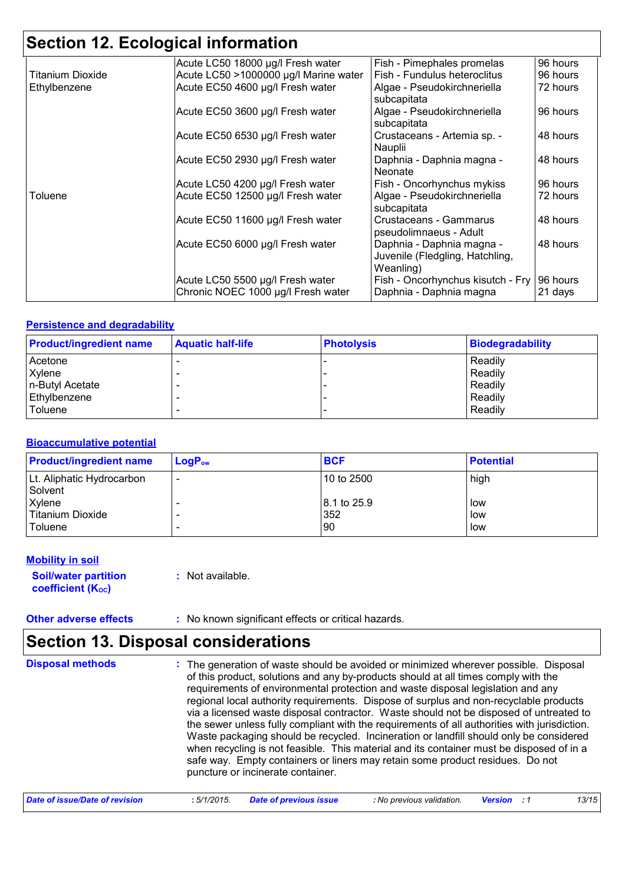## Section 12. Ecological information

| | | | |
|---|---|---|---|
| | Acute LC50 18000 µg/l Fresh water | Fish - Pimephales promelas | 96 hours |
| Titanium Dioxide | Acute LC50 >1000000 µg/l Marine water | Fish - Fundulus heteroclitus | 96 hours |
| Ethylbenzene | Acute EC50 4600 µg/l Fresh water | Algae - Pseudokirchneriella subcapitata | 72 hours |
| | Acute EC50 3600 µg/l Fresh water | Algae - Pseudokirchneriella subcapitata | 96 hours |
| | Acute EC50 6530 µg/l Fresh water | Crustaceans - Artemia sp. - Nauplii | 48 hours |
| | Acute EC50 2930 µg/l Fresh water | Daphnia - Daphnia magna - Neonate | 48 hours |
| | Acute LC50 4200 µg/l Fresh water | Fish - Oncorhynchus mykiss | 96 hours |
| Toluene | Acute EC50 12500 µg/l Fresh water | Algae - Pseudokirchneriella subcapitata | 72 hours |
| | Acute EC50 11600 µg/l Fresh water | Crustaceans - Gammarus pseudolimnaeus - Adult | 48 hours |
| | Acute EC50 6000 µg/l Fresh water | Daphnia - Daphnia magna - Juvenile (Fledgling, Hatchling, Weanling) | 48 hours |
| | Acute LC50 5500 µg/l Fresh water | Fish - Oncorhynchus kisutch - Fry | 96 hours |
| | Chronic NOEC 1000 µg/l Fresh water | Daphnia - Daphnia magna | 21 days |

**Persistence and degradability**

| Product/ingredient name | Aquatic half-life | Photolysis | Biodegradability |
|---|---|---|---|
| Acetone | - | - | Readily |
| Xylene | - | - | Readily |
| n-Butyl Acetate | - | - | Readily |
| Ethylbenzene | - | - | Readily |
| Toluene | - | - | Readily |

**Bioaccumulative potential**

| Product/ingredient name | $LogP_{ow}$ | BCF | Potential |
|---|---|---|---|
| Lt. Aliphatic Hydrocarbon Solvent | - | 10 to 2500 | high |
| Xylene | - | 8.1 to 25.9 | low |
| Titanium Dioxide | - | 352 | low |
| Toluene | - | 90 | low |

**Mobility in soil**

**Soil/water partition coefficient ($K_{OC}$)** : Not available.

**Other adverse effects** : No known significant effects or critical hazards.

## Section 13. Disposal considerations

**Disposal methods** : The generation of waste should be avoided or minimized wherever possible. Disposal of this product, solutions and any by-products should at all times comply with the requirements of environmental protection and waste disposal legislation and any regional local authority requirements. Dispose of surplus and non-recyclable products via a licensed waste disposal contractor. Waste should not be disposed of untreated to the sewer unless fully compliant with the requirements of all authorities with jurisdiction. Waste packaging should be recycled. Incineration or landfill should only be considered when recycling is not feasible. This material and its container must be disposed of in a safe way. Empty containers or liners may retain some product residues. Do not puncture or incinerate container.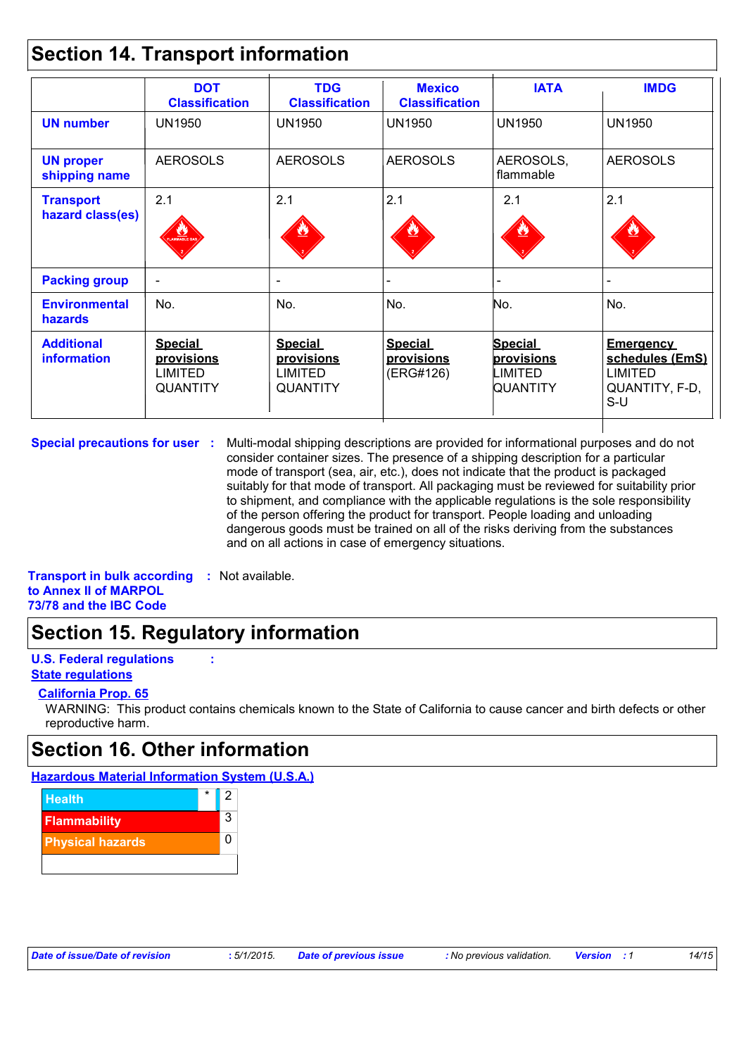## Section 14. Transport information

| | DOT Classification | TDG Classification | Mexico Classification | IATA | IMDG |
|---|---|---|---|---|---|
| **UN number** | UN1950 | UN1950 | UN1950 | UN1950 | UN1950 |
| **UN proper shipping name** | AEROSOLS | AEROSOLS | AEROSOLS | AEROSOLS, flammable | AEROSOLS |
| **Transport hazard class(es)** | 2.1 | 2.1 | 2.1 | 2.1 | 2.1 |
| **Packing group** | - | - | - | - | - |
| **Environmental hazards** | No. | No. | No. | No. | No. |
| **Additional information** | **Special provisions** LIMITED QUANTITY | **Special provisions** LIMITED QUANTITY | **Special provisions** (ERG#126) | **Special provisions** LIMITED QUANTITY | **Emergency schedules (EmS)** LIMITED QUANTITY, F-D, S-U |

**Special precautions for user** : Multi-modal shipping descriptions are provided for informational purposes and do not consider container sizes. The presence of a shipping description for a particular mode of transport (sea, air, etc.), does not indicate that the product is packaged suitably for that mode of transport. All packaging must be reviewed for suitability prior to shipment, and compliance with the applicable regulations is the sole responsibility of the person offering the product for transport. People loading and unloading dangerous goods must be trained on all of the risks deriving from the substances and on all actions in case of emergency situations.

**Transport in bulk according to Annex II of MARPOL 73/78 and the IBC Code** : Not available.

## Section 15. Regulatory information

**U.S. Federal regulations** :

**State regulations**

**California Prop. 65**

WARNING: This product contains chemicals known to the State of California to cause cancer and birth defects or other reproductive harm.

## Section 16. Other information

**Hazardous Material Information System (U.S.A.)**

| | | |
|---|---|---|
| Health | * | 2 |
| Flammability | | 3 |
| Physical hazards | | 0 |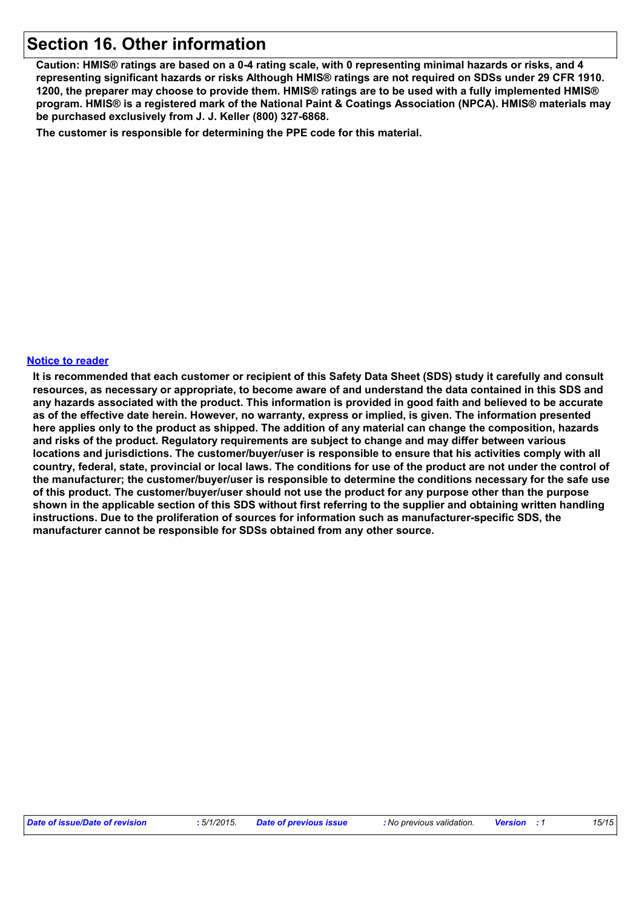# Section 16. Other information

**Caution: HMIS® ratings are based on a 0-4 rating scale, with 0 representing minimal hazards or risks, and 4 representing significant hazards or risks Although HMIS® ratings are not required on SDSs under 29 CFR 1910. 1200, the preparer may choose to provide them. HMIS® ratings are to be used with a fully implemented HMIS® program. HMIS® is a registered mark of the National Paint & Coatings Association (NPCA). HMIS® materials may be purchased exclusively from J. J. Keller (800) 327-6868.**

**The customer is responsible for determining the PPE code for this material.**

**Notice to reader**

**It is recommended that each customer or recipient of this Safety Data Sheet (SDS) study it carefully and consult resources, as necessary or appropriate, to become aware of and understand the data contained in this SDS and any hazards associated with the product. This information is provided in good faith and believed to be accurate as of the effective date herein. However, no warranty, express or implied, is given. The information presented here applies only to the product as shipped. The addition of any material can change the composition, hazards and risks of the product. Regulatory requirements are subject to change and may differ between various locations and jurisdictions. The customer/buyer/user is responsible to ensure that his activities comply with all country, federal, state, provincial or local laws. The conditions for use of the product are not under the control of the manufacturer; the customer/buyer/user is responsible to determine the conditions necessary for the safe use of this product. The customer/buyer/user should not use the product for any purpose other than the purpose shown in the applicable section of this SDS without first referring to the supplier and obtaining written handling instructions. Due to the proliferation of sources for information such as manufacturer-specific SDS, the manufacturer cannot be responsible for SDSs obtained from any other source.**